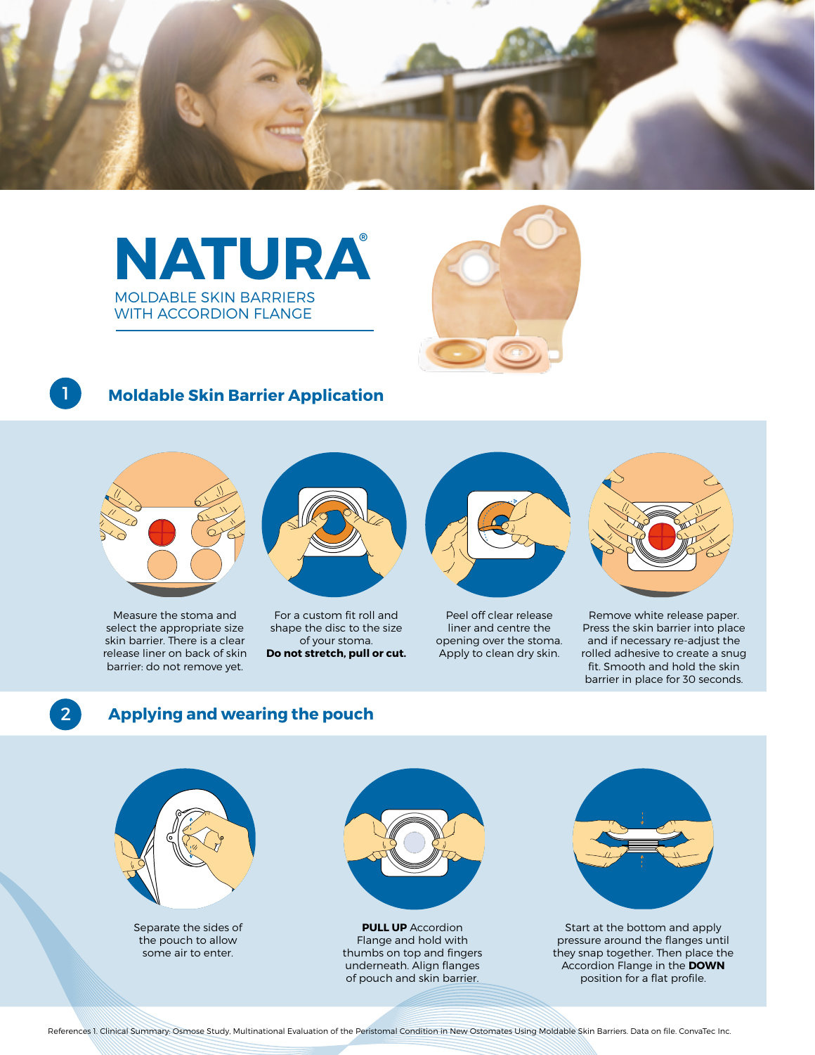# NATURA®

MOLDABLE SKIN BARRIERS
WITH ACCORDION FLANGE

## 1 Moldable Skin Barrier Application

Measure the stoma and select the appropriate size skin barrier. There is a clear release liner on back of skin barrier: do not remove yet.

For a custom fit roll and shape the disc to the size of your stoma. **Do not stretch, pull or cut.**

Peel off clear release liner and centre the opening over the stoma. Apply to clean dry skin.

Remove white release paper. Press the skin barrier into place and if necessary re-adjust the rolled adhesive to create a snug fit. Smooth and hold the skin barrier in place for 30 seconds.

## 2 Applying and wearing the pouch

Separate the sides of the pouch to allow some air to enter.

**PULL UP** Accordion Flange and hold with thumbs on top and fingers underneath. Align flanges of pouch and skin barrier.

Start at the bottom and apply pressure around the flanges until they snap together. Then place the Accordion Flange in the **DOWN** position for a flat profile.

References 1. Clinical Summary: Osmose Study, Multinational Evaluation of the Peristomal Condition in New Ostomates Using Moldable Skin Barriers. Data on file. ConvaTec Inc.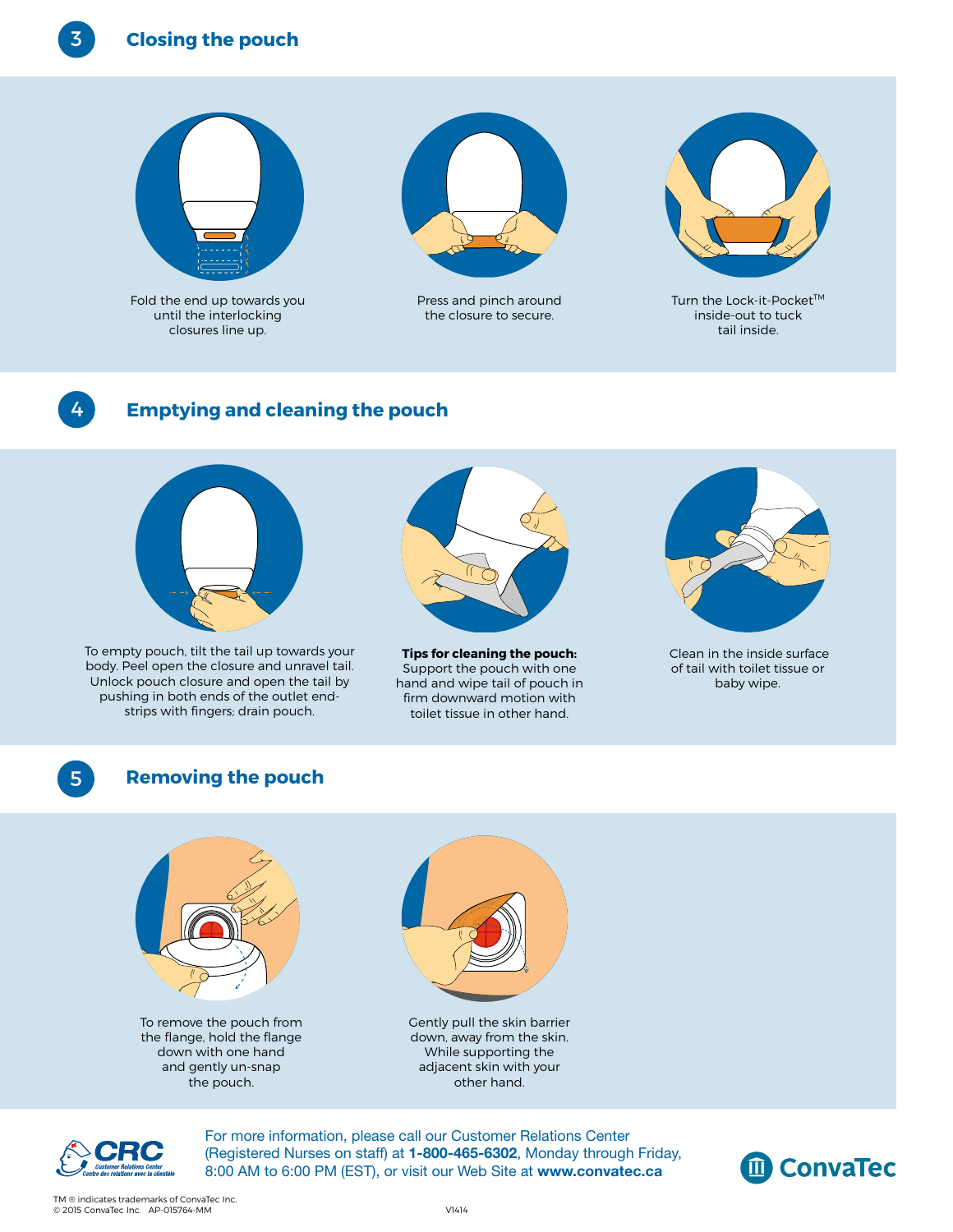## 3 Closing the pouch

Fold the end up towards you until the interlocking closures line up.

Press and pinch around the closure to secure.

Turn the Lock-it-Pocket™ inside-out to tuck tail inside.

## 4 Emptying and cleaning the pouch

To empty pouch, tilt the tail up towards your body. Peel open the closure and unravel tail. Unlock pouch closure and open the tail by pushing in both ends of the outlet end-strips with fingers; drain pouch.

**Tips for cleaning the pouch:** Support the pouch with one hand and wipe tail of pouch in firm downward motion with toilet tissue in other hand.

Clean in the inside surface of tail with toilet tissue or baby wipe.

## 5 Removing the pouch

To remove the pouch from the flange, hold the flange down with one hand and gently un-snap the pouch.

Gently pull the skin barrier down, away from the skin. While supporting the adjacent skin with your other hand.

CRC Customer Relations Center / Centre des relations avec la clientèle

For more information, please call our Customer Relations Center (Registered Nurses on staff) at **1-800-465-6302**, Monday through Friday, 8:00 AM to 6:00 PM (EST), or visit our Web Site at **www.convatec.ca**

ConvaTec

TM ® indicates trademarks of ConvaTec Inc.
© 2015 ConvaTec Inc. AP-015764-MM

V1414